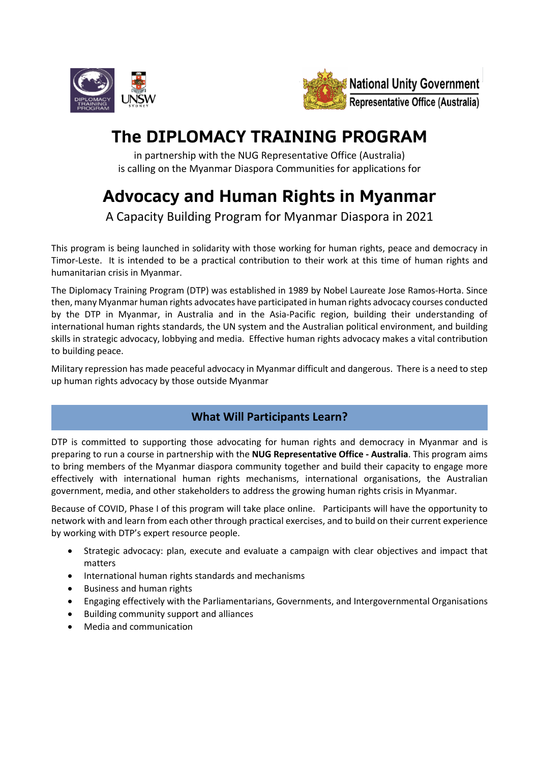# The DIPLOMACY TRAINING PROGRAM

in partnership with the NUG Representative Office (Australia)
is calling on the Myanmar Diaspora Communities for applications for

# Advocacy and Human Rights in Myanmar

A Capacity Building Program for Myanmar Diaspora in 2021

This program is being launched in solidarity with those working for human rights, peace and democracy in Timor-Leste. It is intended to be a practical contribution to their work at this time of human rights and humanitarian crisis in Myanmar.

The Diplomacy Training Program (DTP) was established in 1989 by Nobel Laureate Jose Ramos-Horta. Since then, many Myanmar human rights advocates have participated in human rights advocacy courses conducted by the DTP in Myanmar, in Australia and in the Asia-Pacific region, building their understanding of international human rights standards, the UN system and the Australian political environment, and building skills in strategic advocacy, lobbying and media. Effective human rights advocacy makes a vital contribution to building peace.

Military repression has made peaceful advocacy in Myanmar difficult and dangerous. There is a need to step up human rights advocacy by those outside Myanmar

## What Will Participants Learn?

DTP is committed to supporting those advocating for human rights and democracy in Myanmar and is preparing to run a course in partnership with the **NUG Representative Office - Australia**. This program aims to bring members of the Myanmar diaspora community together and build their capacity to engage more effectively with international human rights mechanisms, international organisations, the Australian government, media, and other stakeholders to address the growing human rights crisis in Myanmar.

Because of COVID, Phase I of this program will take place online. Participants will have the opportunity to network with and learn from each other through practical exercises, and to build on their current experience by working with DTP's expert resource people.

- Strategic advocacy: plan, execute and evaluate a campaign with clear objectives and impact that matters
- International human rights standards and mechanisms
- Business and human rights
- Engaging effectively with the Parliamentarians, Governments, and Intergovernmental Organisations
- Building community support and alliances
- Media and communication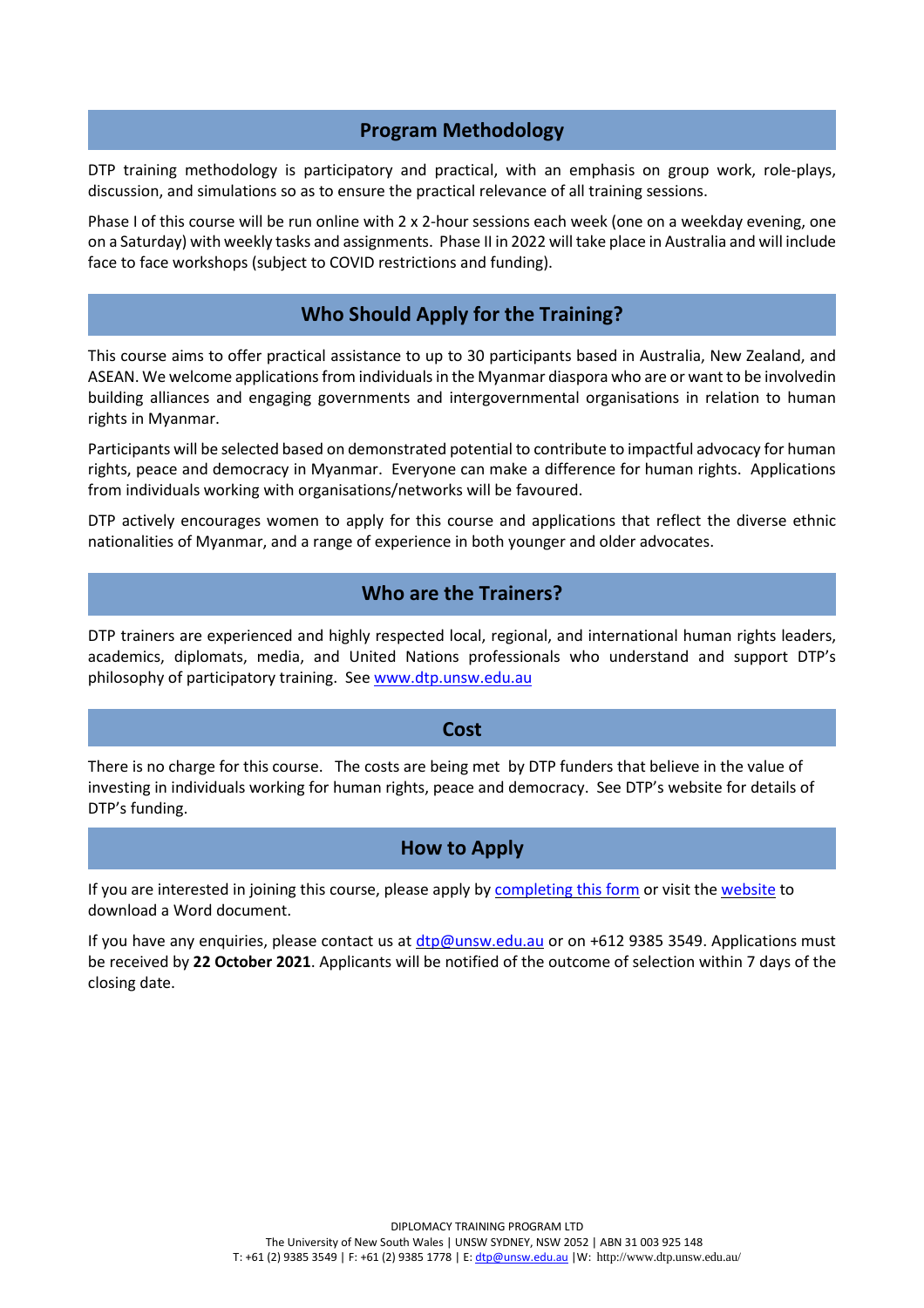## Program Methodology

DTP training methodology is participatory and practical, with an emphasis on group work, role-plays, discussion, and simulations so as to ensure the practical relevance of all training sessions.

Phase I of this course will be run online with 2 x 2-hour sessions each week (one on a weekday evening, one on a Saturday) with weekly tasks and assignments. Phase II in 2022 will take place in Australia and will include face to face workshops (subject to COVID restrictions and funding).

## Who Should Apply for the Training?

This course aims to offer practical assistance to up to 30 participants based in Australia, New Zealand, and ASEAN. We welcome applications from individuals in the Myanmar diaspora who are or want to be involvedin building alliances and engaging governments and intergovernmental organisations in relation to human rights in Myanmar.

Participants will be selected based on demonstrated potential to contribute to impactful advocacy for human rights, peace and democracy in Myanmar. Everyone can make a difference for human rights. Applications from individuals working with organisations/networks will be favoured.

DTP actively encourages women to apply for this course and applications that reflect the diverse ethnic nationalities of Myanmar, and a range of experience in both younger and older advocates.

## Who are the Trainers?

DTP trainers are experienced and highly respected local, regional, and international human rights leaders, academics, diplomats, media, and United Nations professionals who understand and support DTP's philosophy of participatory training. See [www.dtp.unsw.edu.au](http://www.dtp.unsw.edu.au)

## Cost

There is no charge for this course. The costs are being met by DTP funders that believe in the value of investing in individuals working for human rights, peace and democracy. See DTP's website for details of DTP's funding.

## How to Apply

If you are interested in joining this course, please apply by completing this form or visit the website to download a Word document.

If you have any enquiries, please contact us at dtp@unsw.edu.au or on +612 9385 3549. Applications must be received by **22 October 2021**. Applicants will be notified of the outcome of selection within 7 days of the closing date.

DIPLOMACY TRAINING PROGRAM LTD
The University of New South Wales | UNSW SYDNEY, NSW 2052 | ABN 31 003 925 148
T: +61 (2) 9385 3549 | F: +61 (2) 9385 1778 | E: dtp@unsw.edu.au |W: http://www.dtp.unsw.edu.au/